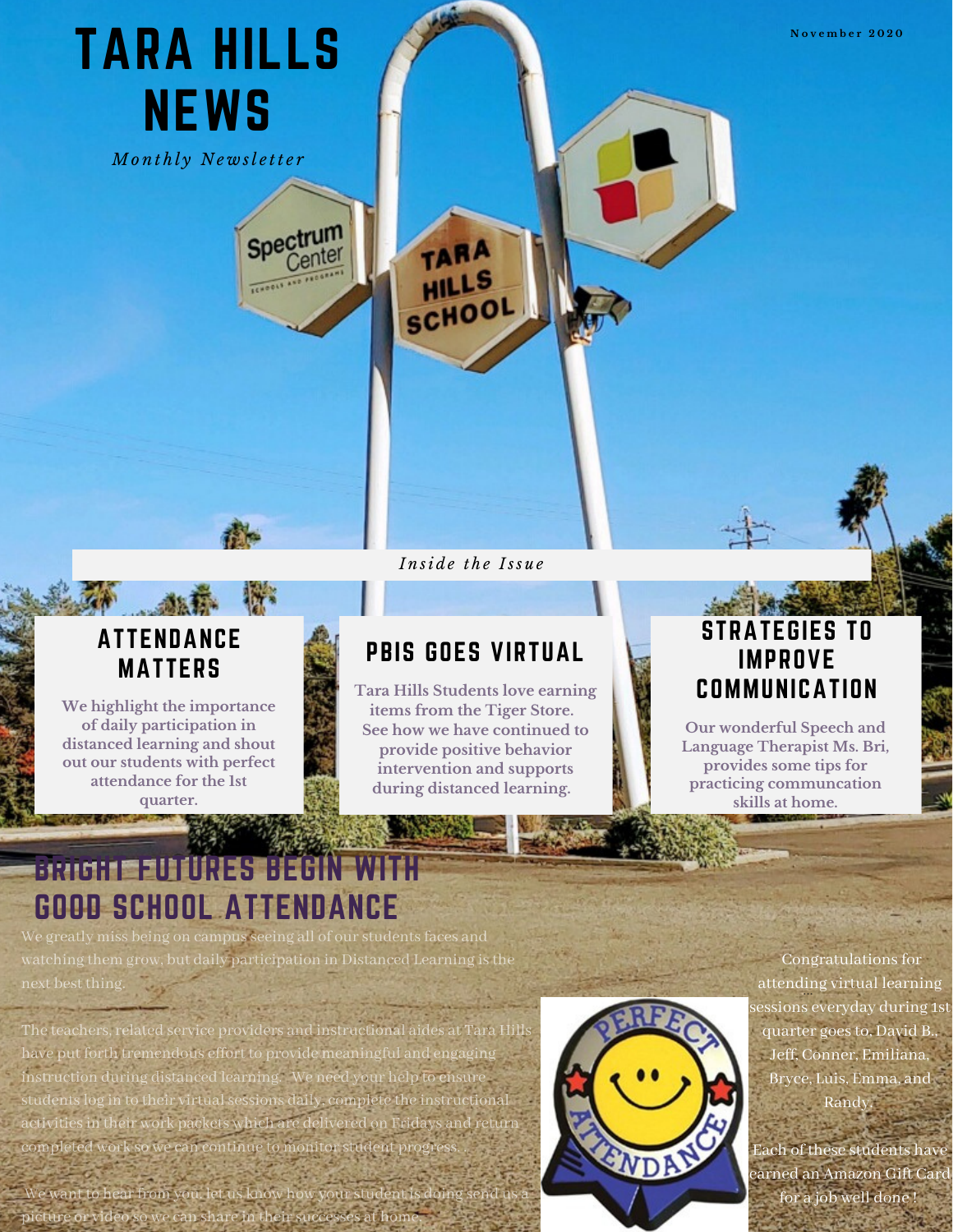# TARA HILLS NEWS

*Monthly Newsletter*

November 2020

*Inside the Issue*

### ATTENDANCE MATTERS

**We highlight the importance of daily participation in distanced learning and shout out our students with perfect attendance for the 1st quarter.**

### PBIS GOES VIRTUAL

**Tara Hills Students love earning items from the Tiger Store. See how we have continued to provide positive behavior intervention and supports during distanced learning.**

### STRATEGIES TO IMPROVE COMMUNICATION

**Our wonderful Speech and Language Therapist Ms. Bri, provides some tips for practicing communcation skills at home.**

## BRIGHT FUTURES BEGIN WITH GOOD SCHOOL ATTENDANCE

We greatly miss being on campus seeing all of our students faces and watching them grow, but daily participation in Distanced Learning is the next best thing.

The teachers, related service providers and instructional aides at Tara Hills have put forth tremendous effort to provide meaningful and engaging instruction during distanced learning. We need your help to ensure students log in to their virtual sessions daily, complete the instructional activities in their work packets which are delivered on Fridays and return completed work so we can continue to monitor student progress. .

We want to hear from you, let us know how your student is doing send us a picture or video so we can share in their successes at home.

Congratulations for attending virtual learning sessions everyday during 1st quarter goes to, David B., Jeff, Conner, Emiliana, Bryce, Luis, Emma, and Randy.

Each of these students have earned an Amazon Gift Card for a job well done !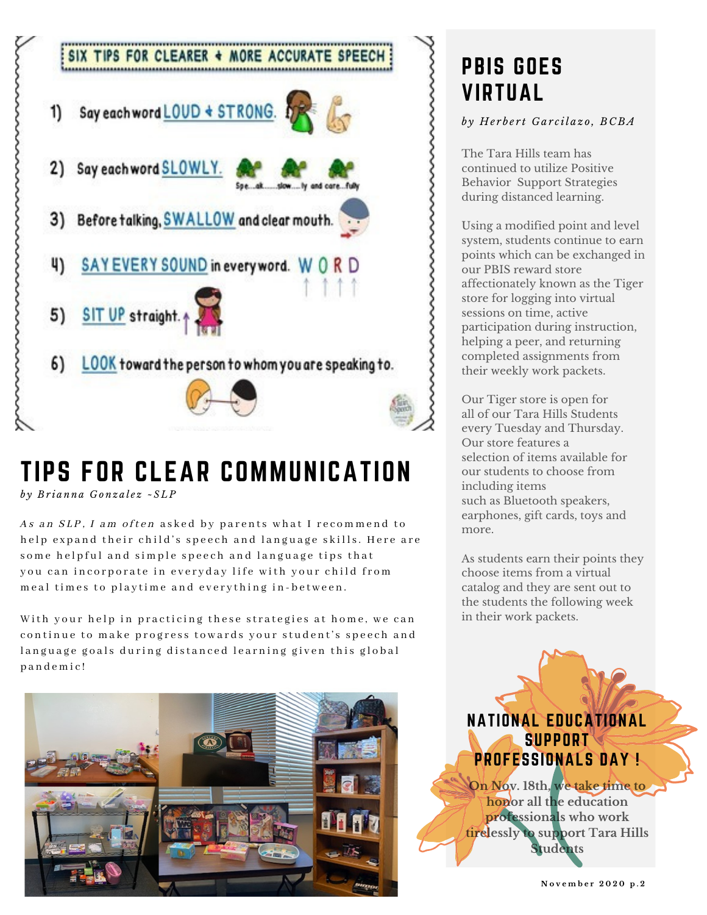SIX TIPS FOR CLEARER + MORE ACCURATE SPEECH

1) Say each word LOUD + STRONG.
2) Say each word SLOWLY. Spe...ak......slow....ly and care...fully
3) Before talking, SWALLOW and clear mouth.
4) SAY EVERY SOUND in every word. W O R D
5) SIT UP straight.
6) LOOK toward the person to whom you are speaking to.

# TIPS FOR CLEAR COMMUNICATION

*by Brianna Gonzalez ~SLP*

*As an SLP, I am often* asked by parents what I recommend to help expand their child's speech and language skills. Here are some helpful and simple speech and language tips that you can incorporate in everyday life with your child from meal times to playtime and everything in-between.

With your help in practicing these strategies at home, we can continue to make progress towards your student's speech and language goals during distanced learning given this global pandemic!

# PBIS GOES VIRTUAL

*by Herbert Garcilazo, BCBA*

The Tara Hills team has continued to utilize Positive Behavior Support Strategies during distanced learning.

Using a modified point and level system, students continue to earn points which can be exchanged in our PBIS reward store affectionately known as the Tiger store for logging into virtual sessions on time, active participation during instruction, helping a peer, and returning completed assignments from their weekly work packets.

Our Tiger store is open for all of our Tara Hills Students every Tuesday and Thursday. Our store features a selection of items available for our students to choose from including items such as Bluetooth speakers, earphones, gift cards, toys and more.

As students earn their points they choose items from a virtual catalog and they are sent out to the students the following week in their work packets.

## NATIONAL EDUCATIONAL SUPPORT PROFESSIONALS DAY !

**On Nov. 18th, we take time to honor all the education professionals who work tirelessly to support Tara Hills Students**